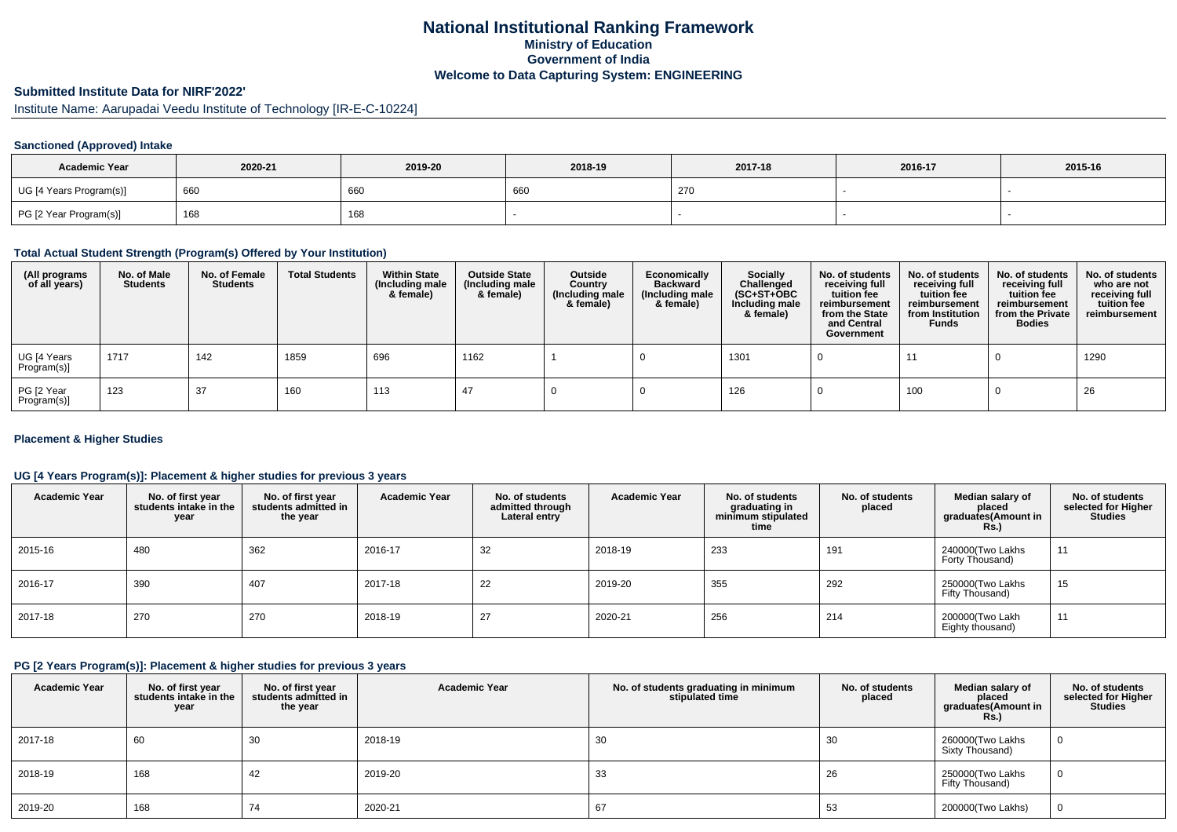# National Institutional Ranking Framework
## Ministry of Education
## Government of India
## Welcome to Data Capturing System: ENGINEERING

### Submitted Institute Data for NIRF'2022'

Institute Name: Aarupadai Veedu Institute of Technology [IR-E-C-10224]

#### Sanctioned (Approved) Intake

| Academic Year | 2020-21 | 2019-20 | 2018-19 | 2017-18 | 2016-17 | 2015-16 |
|---|---|---|---|---|---|---|
| UG [4 Years Program(s)] | 660 | 660 | 660 | 270 | - | - |
| PG [2 Year Program(s)] | 168 | 168 | - | - | - | - |

#### Total Actual Student Strength (Program(s) Offered by Your Institution)

| (All programs of all years) | No. of Male Students | No. of Female Students | Total Students | Within State (Including male & female) | Outside State (Including male & female) | Outside Country (Including male & female) | Economically Backward (Including male & female) | Socially Challenged (SC+ST+OBC Including male & female) | No. of students receiving full tuition fee reimbursement from the State and Central Government | No. of students receiving full tuition fee reimbursement from Institution Funds | No. of students receiving full tuition fee reimbursement from the Private Bodies | No. of students who are not receiving full tuition fee reimbursement |
|---|---|---|---|---|---|---|---|---|---|---|---|---|
| UG [4 Years Program(s)] | 1717 | 142 | 1859 | 696 | 1162 | 1 | 0 | 1301 | 0 | 11 | 0 | 1290 |
| PG [2 Year Program(s)] | 123 | 37 | 160 | 113 | 47 | 0 | 0 | 126 | 0 | 100 | 0 | 26 |

#### Placement & Higher Studies

#### UG [4 Years Program(s)]: Placement & higher studies for previous 3 years

| Academic Year | No. of first year students intake in the year | No. of first year students admitted in the year | Academic Year | No. of students admitted through Lateral entry | Academic Year | No. of students graduating in minimum stipulated time | No. of students placed | Median salary of placed graduates(Amount in Rs.) | No. of students selected for Higher Studies |
|---|---|---|---|---|---|---|---|---|---|
| 2015-16 | 480 | 362 | 2016-17 | 32 | 2018-19 | 233 | 191 | 240000(Two Lakhs Forty Thousand) | 11 |
| 2016-17 | 390 | 407 | 2017-18 | 22 | 2019-20 | 355 | 292 | 250000(Two Lakhs Fifty Thousand) | 15 |
| 2017-18 | 270 | 270 | 2018-19 | 27 | 2020-21 | 256 | 214 | 200000(Two Lakh Eighty thousand) | 11 |

#### PG [2 Years Program(s)]: Placement & higher studies for previous 3 years

| Academic Year | No. of first year students intake in the year | No. of first year students admitted in the year | Academic Year | No. of students graduating in minimum stipulated time | No. of students placed | Median salary of placed graduates(Amount in Rs.) | No. of students selected for Higher Studies |
|---|---|---|---|---|---|---|---|
| 2017-18 | 60 | 30 | 2018-19 | 30 | 30 | 260000(Two Lakhs Sixty Thousand) | 0 |
| 2018-19 | 168 | 42 | 2019-20 | 33 | 26 | 250000(Two Lakhs Fifty Thousand) | 0 |
| 2019-20 | 168 | 74 | 2020-21 | 67 | 53 | 200000(Two Lakhs) | 0 |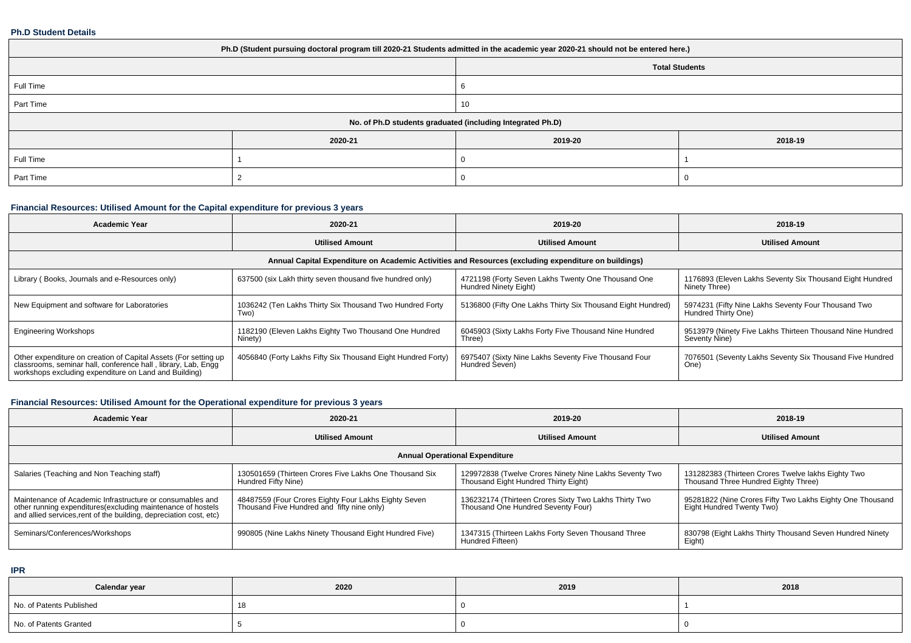### Ph.D Student Details

| Ph.D (Student pursuing doctoral program till 2020-21 Students admitted in the academic year 2020-21 should not be entered here.) | | | |
|---|---|---|---|
| | | Total Students | |
| Full Time | | 6 | |
| Part Time | | 10 | |
| No. of Ph.D students graduated (including Integrated Ph.D) | | | |
| | 2020-21 | 2019-20 | 2018-19 |
| Full Time | 1 | 0 | 1 |
| Part Time | 2 | 0 | 0 |

### Financial Resources: Utilised Amount for the Capital expenditure for previous 3 years

| Academic Year | 2020-21 | 2019-20 | 2018-19 |
|---|---|---|---|
| | Utilised Amount | Utilised Amount | Utilised Amount |
| Annual Capital Expenditure on Academic Activities and Resources (excluding expenditure on buildings) | | | |
| Library ( Books, Journals and e-Resources only) | 637500 (six Lakh thirty seven thousand five hundred only) | 4721198 (Forty Seven Lakhs Twenty One Thousand One Hundred Ninety Eight) | 1176893 (Eleven Lakhs Seventy Six Thousand Eight Hundred Ninety Three) |
| New Equipment and software for Laboratories | 1036242 (Ten Lakhs Thirty Six Thousand Two Hundred Forty Two) | 5136800 (Fifty One Lakhs Thirty Six Thousand Eight Hundred) | 5974231 (Fifty Nine Lakhs Seventy Four Thousand Two Hundred Thirty One) |
| Engineering Workshops | 1182190 (Eleven Lakhs Eighty Two Thousand One Hundred Ninety) | 6045903 (Sixty Lakhs Forty Five Thousand Nine Hundred Three) | 9513979 (Ninety Five Lakhs Thirteen Thousand Nine Hundred Seventy Nine) |
| Other expenditure on creation of Capital Assets (For setting up classrooms, seminar hall, conference hall , library, Lab, Engg workshops excluding expenditure on Land and Building) | 4056840 (Forty Lakhs Fifty Six Thousand Eight Hundred Forty) | 6975407 (Sixty Nine Lakhs Seventy Five Thousand Four Hundred Seven) | 7076501 (Seventy Lakhs Seventy Six Thousand Five Hundred One) |

### Financial Resources: Utilised Amount for the Operational expenditure for previous 3 years

| Academic Year | 2020-21 | 2019-20 | 2018-19 |
|---|---|---|---|
| | Utilised Amount | Utilised Amount | Utilised Amount |
| Annual Operational Expenditure | | | |
| Salaries (Teaching and Non Teaching staff) | 130501659 (Thirteen Crores Five Lakhs One Thousand Six Hundred Fifty Nine) | 129972838 (Twelve Crores Ninety Nine Lakhs Seventy Two Thousand Eight Hundred Thirty Eight) | 131282383 (Thirteen Crores Twelve lakhs Eighty Two Thousand Three Hundred Eighty Three) |
| Maintenance of Academic Infrastructure or consumables and other running expenditures(excluding maintenance of hostels and allied services,rent of the building, depreciation cost, etc) | 48487559 (Four Crores Eighty Four Lakhs Eighty Seven Thousand Five Hundred and fifty nine only) | 136232174 (Thirteen Crores Sixty Two Lakhs Thirty Two Thousand One Hundred Seventy Four) | 95281822 (Nine Crores Fifty Two Lakhs Eighty One Thousand Eight Hundred Twenty Two) |
| Seminars/Conferences/Workshops | 990805 (Nine Lakhs Ninety Thousand Eight Hundred Five) | 1347315 (Thirteen Lakhs Forty Seven Thousand Three Hundred Fifteen) | 830798 (Eight Lakhs Thirty Thousand Seven Hundred Ninety Eight) |

### IPR

| Calendar year | 2020 | 2019 | 2018 |
|---|---|---|---|
| No. of Patents Published | 18 | 0 | 1 |
| No. of Patents Granted | 5 | 0 | 0 |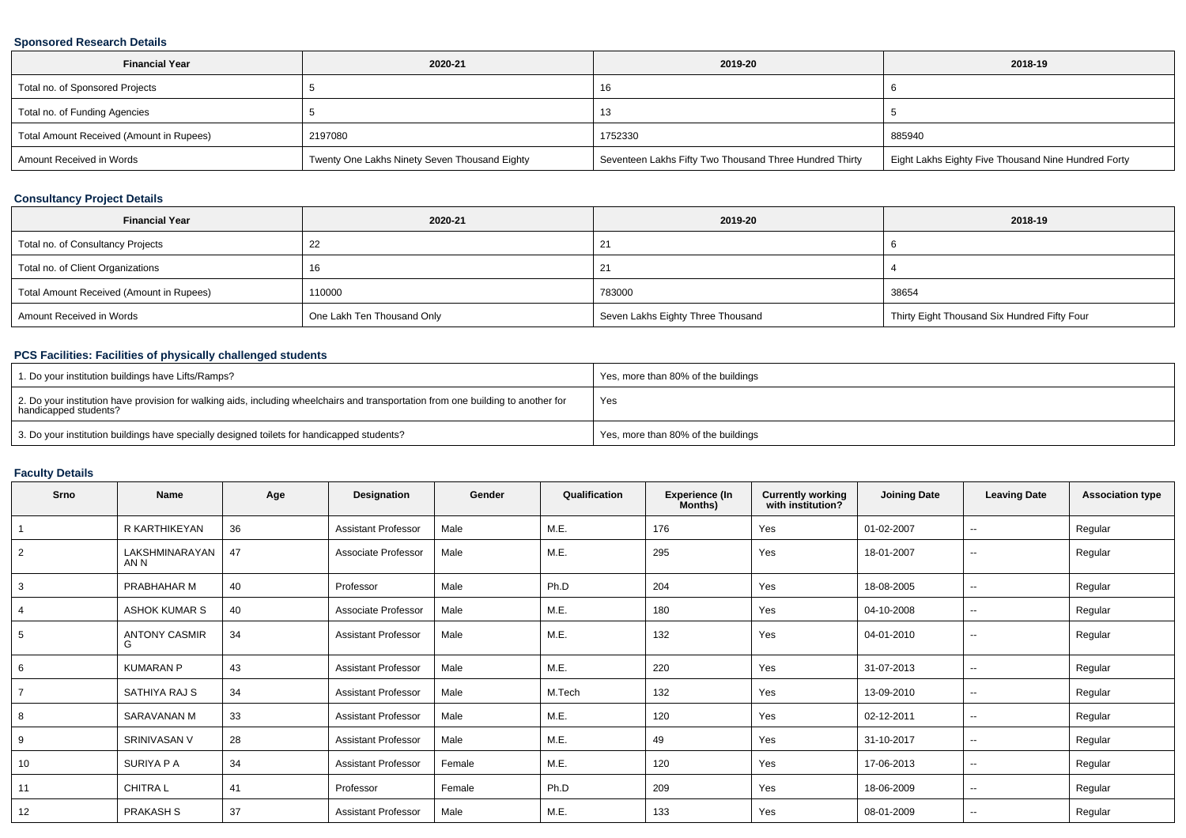### Sponsored Research Details

| Financial Year | 2020-21 | 2019-20 | 2018-19 |
|---|---|---|---|
| Total no. of Sponsored Projects | 5 | 16 | 6 |
| Total no. of Funding Agencies | 5 | 13 | 5 |
| Total Amount Received (Amount in Rupees) | 2197080 | 1752330 | 885940 |
| Amount Received in Words | Twenty One Lakhs Ninety Seven Thousand Eighty | Seventeen Lakhs Fifty Two Thousand Three Hundred Thirty | Eight Lakhs Eighty Five Thousand Nine Hundred Forty |

### Consultancy Project Details

| Financial Year | 2020-21 | 2019-20 | 2018-19 |
|---|---|---|---|
| Total no. of Consultancy Projects | 22 | 21 | 6 |
| Total no. of Client Organizations | 16 | 21 | 4 |
| Total Amount Received (Amount in Rupees) | 110000 | 783000 | 38654 |
| Amount Received in Words | One Lakh Ten Thousand Only | Seven Lakhs Eighty Three Thousand | Thirty Eight Thousand Six Hundred Fifty Four |

### PCS Facilities: Facilities of physically challenged students

| | |
|---|---|
| 1. Do your institution buildings have Lifts/Ramps? | Yes, more than 80% of the buildings |
| 2. Do your institution have provision for walking aids, including wheelchairs and transportation from one building to another for handicapped students? | Yes |
| 3. Do your institution buildings have specially designed toilets for handicapped students? | Yes, more than 80% of the buildings |

### Faculty Details

| Srno | Name | Age | Designation | Gender | Qualification | Experience (In Months) | Currently working with institution? | Joining Date | Leaving Date | Association type |
|---|---|---|---|---|---|---|---|---|---|---|
| 1 | R KARTHIKEYAN | 36 | Assistant Professor | Male | M.E. | 176 | Yes | 01-02-2007 | -- | Regular |
| 2 | LAKSHMINARAYANAN N | 47 | Associate Professor | Male | M.E. | 295 | Yes | 18-01-2007 | -- | Regular |
| 3 | PRABHAHAR M | 40 | Professor | Male | Ph.D | 204 | Yes | 18-08-2005 | -- | Regular |
| 4 | ASHOK KUMAR S | 40 | Associate Professor | Male | M.E. | 180 | Yes | 04-10-2008 | -- | Regular |
| 5 | ANTONY CASMIR G | 34 | Assistant Professor | Male | M.E. | 132 | Yes | 04-01-2010 | -- | Regular |
| 6 | KUMARAN P | 43 | Assistant Professor | Male | M.E. | 220 | Yes | 31-07-2013 | -- | Regular |
| 7 | SATHIYA RAJ S | 34 | Assistant Professor | Male | M.Tech | 132 | Yes | 13-09-2010 | -- | Regular |
| 8 | SARAVANAN M | 33 | Assistant Professor | Male | M.E. | 120 | Yes | 02-12-2011 | -- | Regular |
| 9 | SRINIVASAN V | 28 | Assistant Professor | Male | M.E. | 49 | Yes | 31-10-2017 | -- | Regular |
| 10 | SURIYA P A | 34 | Assistant Professor | Female | M.E. | 120 | Yes | 17-06-2013 | -- | Regular |
| 11 | CHITRA L | 41 | Professor | Female | Ph.D | 209 | Yes | 18-06-2009 | -- | Regular |
| 12 | PRAKASH S | 37 | Assistant Professor | Male | M.E. | 133 | Yes | 08-01-2009 | -- | Regular |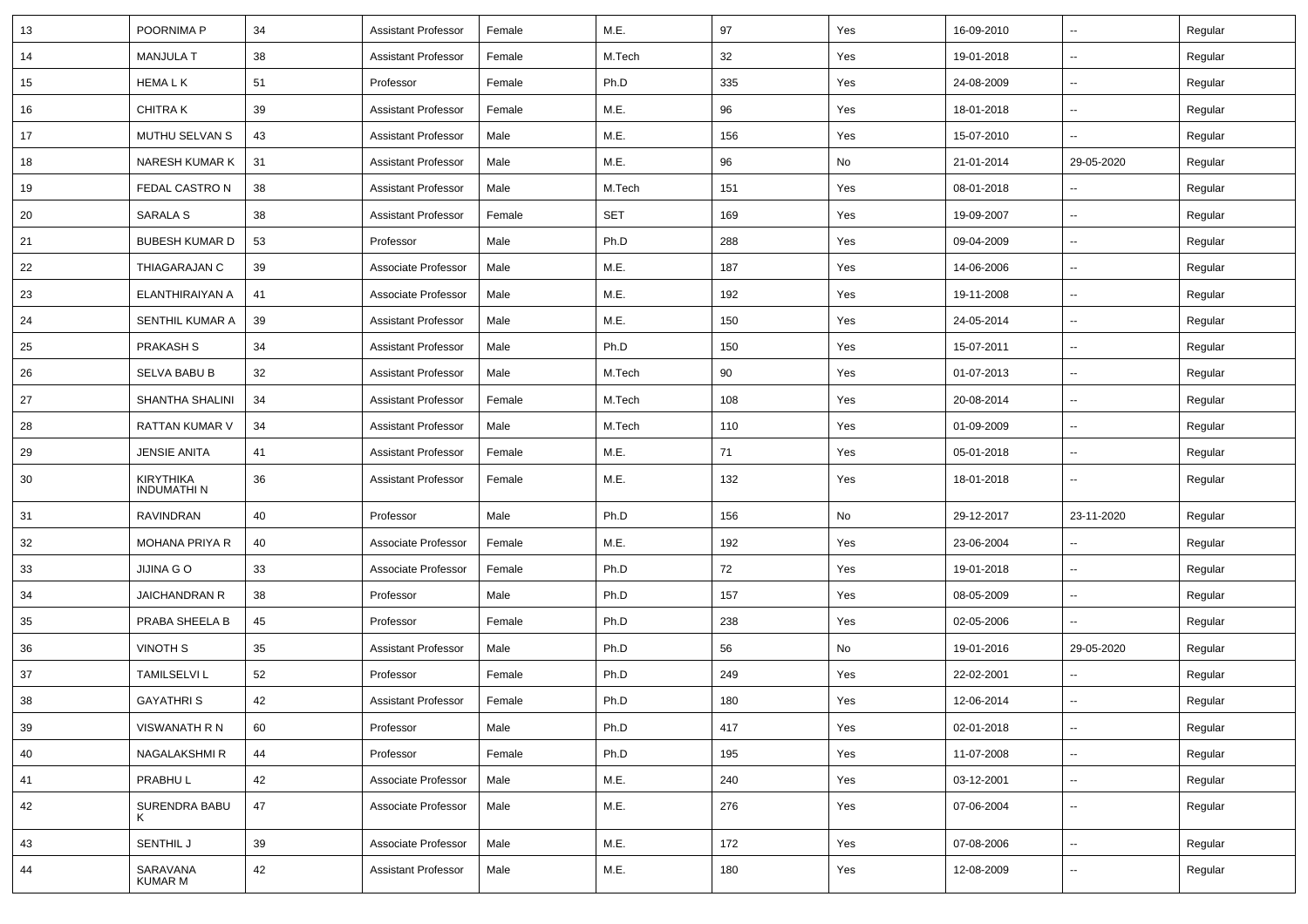| 13 | POORNIMA P | 34 | Assistant Professor | Female | M.E. | 97 | Yes | 16-09-2010 | -- | Regular |
|---|---|---|---|---|---|---|---|---|---|---|
| 14 | MANJULA T | 38 | Assistant Professor | Female | M.Tech | 32 | Yes | 19-01-2018 | -- | Regular |
| 15 | HEMA L K | 51 | Professor | Female | Ph.D | 335 | Yes | 24-08-2009 | -- | Regular |
| 16 | CHITRA K | 39 | Assistant Professor | Female | M.E. | 96 | Yes | 18-01-2018 | -- | Regular |
| 17 | MUTHU SELVAN S | 43 | Assistant Professor | Male | M.E. | 156 | Yes | 15-07-2010 | -- | Regular |
| 18 | NARESH KUMAR K | 31 | Assistant Professor | Male | M.E. | 96 | No | 21-01-2014 | 29-05-2020 | Regular |
| 19 | FEDAL CASTRO N | 38 | Assistant Professor | Male | M.Tech | 151 | Yes | 08-01-2018 | -- | Regular |
| 20 | SARALA S | 38 | Assistant Professor | Female | SET | 169 | Yes | 19-09-2007 | -- | Regular |
| 21 | BUBESH KUMAR D | 53 | Professor | Male | Ph.D | 288 | Yes | 09-04-2009 | -- | Regular |
| 22 | THIAGARAJAN C | 39 | Associate Professor | Male | M.E. | 187 | Yes | 14-06-2006 | -- | Regular |
| 23 | ELANTHIRAIYAN A | 41 | Associate Professor | Male | M.E. | 192 | Yes | 19-11-2008 | -- | Regular |
| 24 | SENTHIL KUMAR A | 39 | Assistant Professor | Male | M.E. | 150 | Yes | 24-05-2014 | -- | Regular |
| 25 | PRAKASH S | 34 | Assistant Professor | Male | Ph.D | 150 | Yes | 15-07-2011 | -- | Regular |
| 26 | SELVA BABU B | 32 | Assistant Professor | Male | M.Tech | 90 | Yes | 01-07-2013 | -- | Regular |
| 27 | SHANTHA SHALINI | 34 | Assistant Professor | Female | M.Tech | 108 | Yes | 20-08-2014 | -- | Regular |
| 28 | RATTAN KUMAR V | 34 | Assistant Professor | Male | M.Tech | 110 | Yes | 01-09-2009 | -- | Regular |
| 29 | JENSIE ANITA | 41 | Assistant Professor | Female | M.E. | 71 | Yes | 05-01-2018 | -- | Regular |
| 30 | KIRYTHIKA INDUMATHI N | 36 | Assistant Professor | Female | M.E. | 132 | Yes | 18-01-2018 | -- | Regular |
| 31 | RAVINDRAN | 40 | Professor | Male | Ph.D | 156 | No | 29-12-2017 | 23-11-2020 | Regular |
| 32 | MOHANA PRIYA R | 40 | Associate Professor | Female | M.E. | 192 | Yes | 23-06-2004 | -- | Regular |
| 33 | JIJINA G O | 33 | Associate Professor | Female | Ph.D | 72 | Yes | 19-01-2018 | -- | Regular |
| 34 | JAICHANDRAN R | 38 | Professor | Male | Ph.D | 157 | Yes | 08-05-2009 | -- | Regular |
| 35 | PRABA SHEELA B | 45 | Professor | Female | Ph.D | 238 | Yes | 02-05-2006 | -- | Regular |
| 36 | VINOTH S | 35 | Assistant Professor | Male | Ph.D | 56 | No | 19-01-2016 | 29-05-2020 | Regular |
| 37 | TAMILSELVI L | 52 | Professor | Female | Ph.D | 249 | Yes | 22-02-2001 | -- | Regular |
| 38 | GAYATHRI S | 42 | Assistant Professor | Female | Ph.D | 180 | Yes | 12-06-2014 | -- | Regular |
| 39 | VISWANATH R N | 60 | Professor | Male | Ph.D | 417 | Yes | 02-01-2018 | -- | Regular |
| 40 | NAGALAKSHMI R | 44 | Professor | Female | Ph.D | 195 | Yes | 11-07-2008 | -- | Regular |
| 41 | PRABHU L | 42 | Associate Professor | Male | M.E. | 240 | Yes | 03-12-2001 | -- | Regular |
| 42 | SURENDRA BABU K | 47 | Associate Professor | Male | M.E. | 276 | Yes | 07-06-2004 | -- | Regular |
| 43 | SENTHIL J | 39 | Associate Professor | Male | M.E. | 172 | Yes | 07-08-2006 | -- | Regular |
| 44 | SARAVANA KUMAR M | 42 | Assistant Professor | Male | M.E. | 180 | Yes | 12-08-2009 | -- | Regular |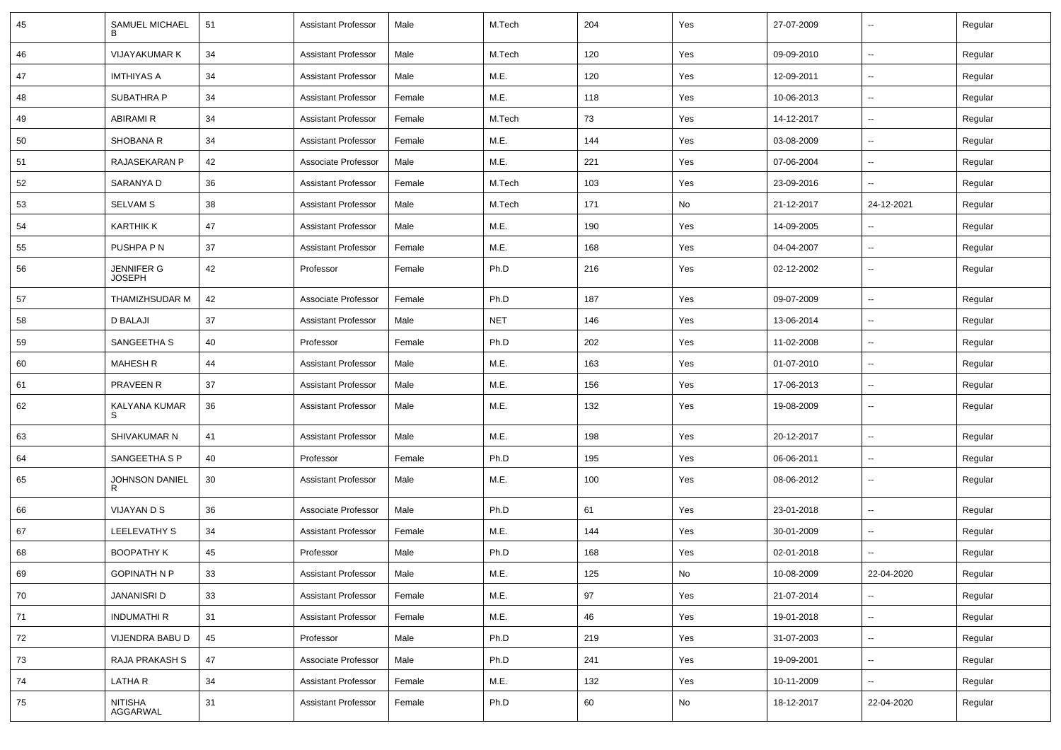| 45 | SAMUEL MICHAEL B | 51 | Assistant Professor | Male | M.Tech | 204 | Yes | 27-07-2009 | -- | Regular |
|---|---|---|---|---|---|---|---|---|---|---|
| 46 | VIJAYAKUMAR K | 34 | Assistant Professor | Male | M.Tech | 120 | Yes | 09-09-2010 | -- | Regular |
| 47 | IMTHIYAS A | 34 | Assistant Professor | Male | M.E. | 120 | Yes | 12-09-2011 | -- | Regular |
| 48 | SUBATHRA P | 34 | Assistant Professor | Female | M.E. | 118 | Yes | 10-06-2013 | -- | Regular |
| 49 | ABIRAMI R | 34 | Assistant Professor | Female | M.Tech | 73 | Yes | 14-12-2017 | -- | Regular |
| 50 | SHOBANA R | 34 | Assistant Professor | Female | M.E. | 144 | Yes | 03-08-2009 | -- | Regular |
| 51 | RAJASEKARAN P | 42 | Associate Professor | Male | M.E. | 221 | Yes | 07-06-2004 | -- | Regular |
| 52 | SARANYA D | 36 | Assistant Professor | Female | M.Tech | 103 | Yes | 23-09-2016 | -- | Regular |
| 53 | SELVAM S | 38 | Assistant Professor | Male | M.Tech | 171 | No | 21-12-2017 | 24-12-2021 | Regular |
| 54 | KARTHIK K | 47 | Assistant Professor | Male | M.E. | 190 | Yes | 14-09-2005 | -- | Regular |
| 55 | PUSHPA P N | 37 | Assistant Professor | Female | M.E. | 168 | Yes | 04-04-2007 | -- | Regular |
| 56 | JENNIFER G JOSEPH | 42 | Professor | Female | Ph.D | 216 | Yes | 02-12-2002 | -- | Regular |
| 57 | THAMIZHSUDAR M | 42 | Associate Professor | Female | Ph.D | 187 | Yes | 09-07-2009 | -- | Regular |
| 58 | D BALAJI | 37 | Assistant Professor | Male | NET | 146 | Yes | 13-06-2014 | -- | Regular |
| 59 | SANGEETHA S | 40 | Professor | Female | Ph.D | 202 | Yes | 11-02-2008 | -- | Regular |
| 60 | MAHESH R | 44 | Assistant Professor | Male | M.E. | 163 | Yes | 01-07-2010 | -- | Regular |
| 61 | PRAVEEN R | 37 | Assistant Professor | Male | M.E. | 156 | Yes | 17-06-2013 | -- | Regular |
| 62 | KALYANA KUMAR S | 36 | Assistant Professor | Male | M.E. | 132 | Yes | 19-08-2009 | -- | Regular |
| 63 | SHIVAKUMAR N | 41 | Assistant Professor | Male | M.E. | 198 | Yes | 20-12-2017 | -- | Regular |
| 64 | SANGEETHA S P | 40 | Professor | Female | Ph.D | 195 | Yes | 06-06-2011 | -- | Regular |
| 65 | JOHNSON DANIEL R | 30 | Assistant Professor | Male | M.E. | 100 | Yes | 08-06-2012 | -- | Regular |
| 66 | VIJAYAN D S | 36 | Associate Professor | Male | Ph.D | 61 | Yes | 23-01-2018 | -- | Regular |
| 67 | LEELEVATHY S | 34 | Assistant Professor | Female | M.E. | 144 | Yes | 30-01-2009 | -- | Regular |
| 68 | BOOPATHY K | 45 | Professor | Male | Ph.D | 168 | Yes | 02-01-2018 | -- | Regular |
| 69 | GOPINATH N P | 33 | Assistant Professor | Male | M.E. | 125 | No | 10-08-2009 | 22-04-2020 | Regular |
| 70 | JANANISRI D | 33 | Assistant Professor | Female | M.E. | 97 | Yes | 21-07-2014 | -- | Regular |
| 71 | INDUMATHI R | 31 | Assistant Professor | Female | M.E. | 46 | Yes | 19-01-2018 | -- | Regular |
| 72 | VIJENDRA BABU D | 45 | Professor | Male | Ph.D | 219 | Yes | 31-07-2003 | -- | Regular |
| 73 | RAJA PRAKASH S | 47 | Associate Professor | Male | Ph.D | 241 | Yes | 19-09-2001 | -- | Regular |
| 74 | LATHA R | 34 | Assistant Professor | Female | M.E. | 132 | Yes | 10-11-2009 | -- | Regular |
| 75 | NITISHA AGGARWAL | 31 | Assistant Professor | Female | Ph.D | 60 | No | 18-12-2017 | 22-04-2020 | Regular |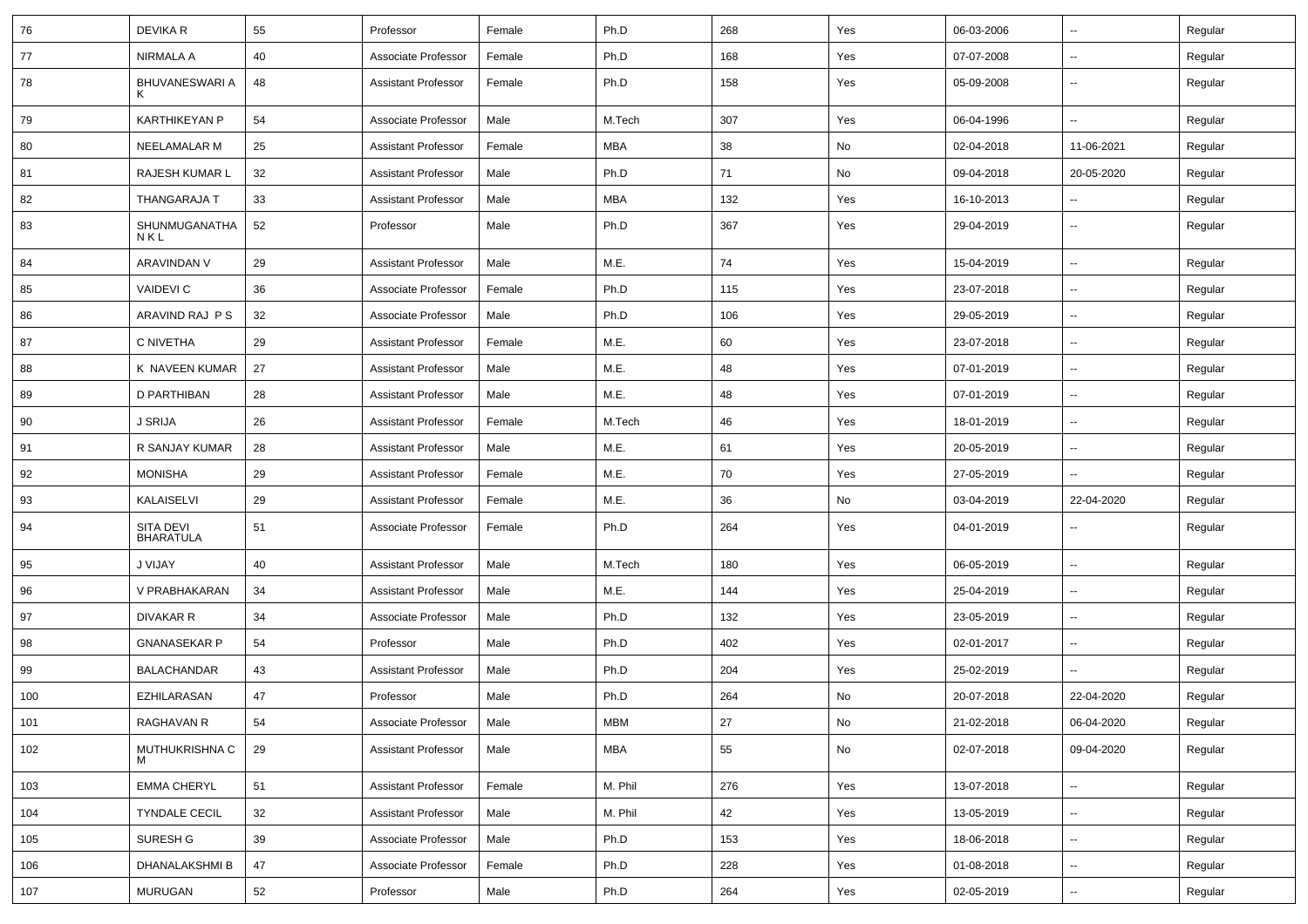| 76 | DEVIKA R | 55 | Professor | Female | Ph.D | 268 | Yes | 06-03-2006 | -- | Regular |
|---|---|---|---|---|---|---|---|---|---|---|
| 77 | NIRMALA A | 40 | Associate Professor | Female | Ph.D | 168 | Yes | 07-07-2008 | -- | Regular |
| 78 | BHUVANESWARI A K | 48 | Assistant Professor | Female | Ph.D | 158 | Yes | 05-09-2008 | -- | Regular |
| 79 | KARTHIKEYAN P | 54 | Associate Professor | Male | M.Tech | 307 | Yes | 06-04-1996 | -- | Regular |
| 80 | NEELAMALAR M | 25 | Assistant Professor | Female | MBA | 38 | No | 02-04-2018 | 11-06-2021 | Regular |
| 81 | RAJESH KUMAR L | 32 | Assistant Professor | Male | Ph.D | 71 | No | 09-04-2018 | 20-05-2020 | Regular |
| 82 | THANGARAJA T | 33 | Assistant Professor | Male | MBA | 132 | Yes | 16-10-2013 | -- | Regular |
| 83 | SHUNMUGANATHAN K L | 52 | Professor | Male | Ph.D | 367 | Yes | 29-04-2019 | -- | Regular |
| 84 | ARAVINDAN V | 29 | Assistant Professor | Male | M.E. | 74 | Yes | 15-04-2019 | -- | Regular |
| 85 | VAIDEVI C | 36 | Associate Professor | Female | Ph.D | 115 | Yes | 23-07-2018 | -- | Regular |
| 86 | ARAVIND RAJ P S | 32 | Associate Professor | Male | Ph.D | 106 | Yes | 29-05-2019 | -- | Regular |
| 87 | C NIVETHA | 29 | Assistant Professor | Female | M.E. | 60 | Yes | 23-07-2018 | -- | Regular |
| 88 | K NAVEEN KUMAR | 27 | Assistant Professor | Male | M.E. | 48 | Yes | 07-01-2019 | -- | Regular |
| 89 | D PARTHIBAN | 28 | Assistant Professor | Male | M.E. | 48 | Yes | 07-01-2019 | -- | Regular |
| 90 | J SRIJA | 26 | Assistant Professor | Female | M.Tech | 46 | Yes | 18-01-2019 | -- | Regular |
| 91 | R SANJAY KUMAR | 28 | Assistant Professor | Male | M.E. | 61 | Yes | 20-05-2019 | -- | Regular |
| 92 | MONISHA | 29 | Assistant Professor | Female | M.E. | 70 | Yes | 27-05-2019 | -- | Regular |
| 93 | KALAISELVI | 29 | Assistant Professor | Female | M.E. | 36 | No | 03-04-2019 | 22-04-2020 | Regular |
| 94 | SITA DEVI BHARATULA | 51 | Associate Professor | Female | Ph.D | 264 | Yes | 04-01-2019 | -- | Regular |
| 95 | J VIJAY | 40 | Assistant Professor | Male | M.Tech | 180 | Yes | 06-05-2019 | -- | Regular |
| 96 | V PRABHAKARAN | 34 | Assistant Professor | Male | M.E. | 144 | Yes | 25-04-2019 | -- | Regular |
| 97 | DIVAKAR R | 34 | Associate Professor | Male | Ph.D | 132 | Yes | 23-05-2019 | -- | Regular |
| 98 | GNANASEKAR P | 54 | Professor | Male | Ph.D | 402 | Yes | 02-01-2017 | -- | Regular |
| 99 | BALACHANDAR | 43 | Assistant Professor | Male | Ph.D | 204 | Yes | 25-02-2019 | -- | Regular |
| 100 | EZHILARASAN | 47 | Professor | Male | Ph.D | 264 | No | 20-07-2018 | 22-04-2020 | Regular |
| 101 | RAGHAVAN R | 54 | Associate Professor | Male | MBM | 27 | No | 21-02-2018 | 06-04-2020 | Regular |
| 102 | MUTHUKRISHNA C M | 29 | Assistant Professor | Male | MBA | 55 | No | 02-07-2018 | 09-04-2020 | Regular |
| 103 | EMMA CHERYL | 51 | Assistant Professor | Female | M. Phil | 276 | Yes | 13-07-2018 | -- | Regular |
| 104 | TYNDALE CECIL | 32 | Assistant Professor | Male | M. Phil | 42 | Yes | 13-05-2019 | -- | Regular |
| 105 | SURESH G | 39 | Associate Professor | Male | Ph.D | 153 | Yes | 18-06-2018 | -- | Regular |
| 106 | DHANALAKSHMI B | 47 | Associate Professor | Female | Ph.D | 228 | Yes | 01-08-2018 | -- | Regular |
| 107 | MURUGAN | 52 | Professor | Male | Ph.D | 264 | Yes | 02-05-2019 | -- | Regular |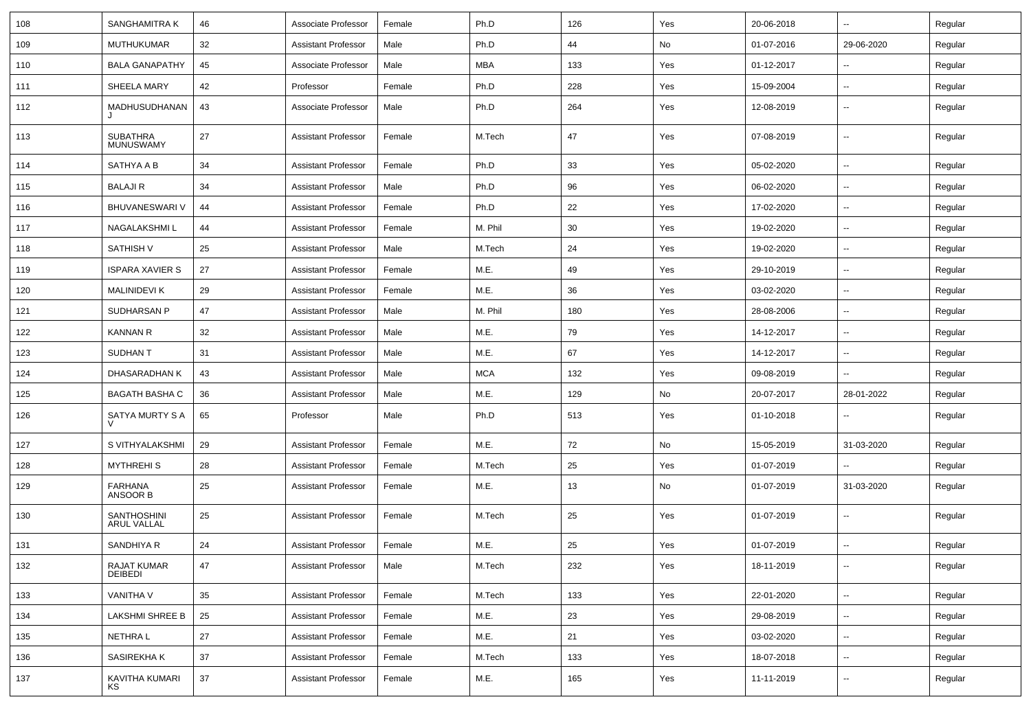| 108 | SANGHAMITRA K | 46 | Associate Professor | Female | Ph.D | 126 | Yes | 20-06-2018 | -- | Regular |
|---|---|---|---|---|---|---|---|---|---|---|
| 109 | MUTHUKUMAR | 32 | Assistant Professor | Male | Ph.D | 44 | No | 01-07-2016 | 29-06-2020 | Regular |
| 110 | BALA GANAPATHY | 45 | Associate Professor | Male | MBA | 133 | Yes | 01-12-2017 | -- | Regular |
| 111 | SHEELA MARY | 42 | Professor | Female | Ph.D | 228 | Yes | 15-09-2004 | -- | Regular |
| 112 | MADHUSUDHANAN J | 43 | Associate Professor | Male | Ph.D | 264 | Yes | 12-08-2019 | -- | Regular |
| 113 | SUBATHRA MUNUSWAMY | 27 | Assistant Professor | Female | M.Tech | 47 | Yes | 07-08-2019 | -- | Regular |
| 114 | SATHYA A B | 34 | Assistant Professor | Female | Ph.D | 33 | Yes | 05-02-2020 | -- | Regular |
| 115 | BALAJI R | 34 | Assistant Professor | Male | Ph.D | 96 | Yes | 06-02-2020 | -- | Regular |
| 116 | BHUVANESWARI V | 44 | Assistant Professor | Female | Ph.D | 22 | Yes | 17-02-2020 | -- | Regular |
| 117 | NAGALAKSHMI L | 44 | Assistant Professor | Female | M. Phil | 30 | Yes | 19-02-2020 | -- | Regular |
| 118 | SATHISH V | 25 | Assistant Professor | Male | M.Tech | 24 | Yes | 19-02-2020 | -- | Regular |
| 119 | ISPARA XAVIER S | 27 | Assistant Professor | Female | M.E. | 49 | Yes | 29-10-2019 | -- | Regular |
| 120 | MALINIDEVI K | 29 | Assistant Professor | Female | M.E. | 36 | Yes | 03-02-2020 | -- | Regular |
| 121 | SUDHARSAN P | 47 | Assistant Professor | Male | M. Phil | 180 | Yes | 28-08-2006 | -- | Regular |
| 122 | KANNAN R | 32 | Assistant Professor | Male | M.E. | 79 | Yes | 14-12-2017 | -- | Regular |
| 123 | SUDHAN T | 31 | Assistant Professor | Male | M.E. | 67 | Yes | 14-12-2017 | -- | Regular |
| 124 | DHASARADHAN K | 43 | Assistant Professor | Male | MCA | 132 | Yes | 09-08-2019 | -- | Regular |
| 125 | BAGATH BASHA C | 36 | Assistant Professor | Male | M.E. | 129 | No | 20-07-2017 | 28-01-2022 | Regular |
| 126 | SATYA MURTY S A V | 65 | Professor | Male | Ph.D | 513 | Yes | 01-10-2018 | -- | Regular |
| 127 | S VITHYALAKSHMI | 29 | Assistant Professor | Female | M.E. | 72 | No | 15-05-2019 | 31-03-2020 | Regular |
| 128 | MYTHREHI S | 28 | Assistant Professor | Female | M.Tech | 25 | Yes | 01-07-2019 | -- | Regular |
| 129 | FARHANA ANSOOR B | 25 | Assistant Professor | Female | M.E. | 13 | No | 01-07-2019 | 31-03-2020 | Regular |
| 130 | SANTHOSHINI ARUL VALLAL | 25 | Assistant Professor | Female | M.Tech | 25 | Yes | 01-07-2019 | -- | Regular |
| 131 | SANDHIYA R | 24 | Assistant Professor | Female | M.E. | 25 | Yes | 01-07-2019 | -- | Regular |
| 132 | RAJAT KUMAR DEIBEDI | 47 | Assistant Professor | Male | M.Tech | 232 | Yes | 18-11-2019 | -- | Regular |
| 133 | VANITHA V | 35 | Assistant Professor | Female | M.Tech | 133 | Yes | 22-01-2020 | -- | Regular |
| 134 | LAKSHMI SHREE B | 25 | Assistant Professor | Female | M.E. | 23 | Yes | 29-08-2019 | -- | Regular |
| 135 | NETHRA L | 27 | Assistant Professor | Female | M.E. | 21 | Yes | 03-02-2020 | -- | Regular |
| 136 | SASIREKHA K | 37 | Assistant Professor | Female | M.Tech | 133 | Yes | 18-07-2018 | -- | Regular |
| 137 | KAVITHA KUMARI KS | 37 | Assistant Professor | Female | M.E. | 165 | Yes | 11-11-2019 | -- | Regular |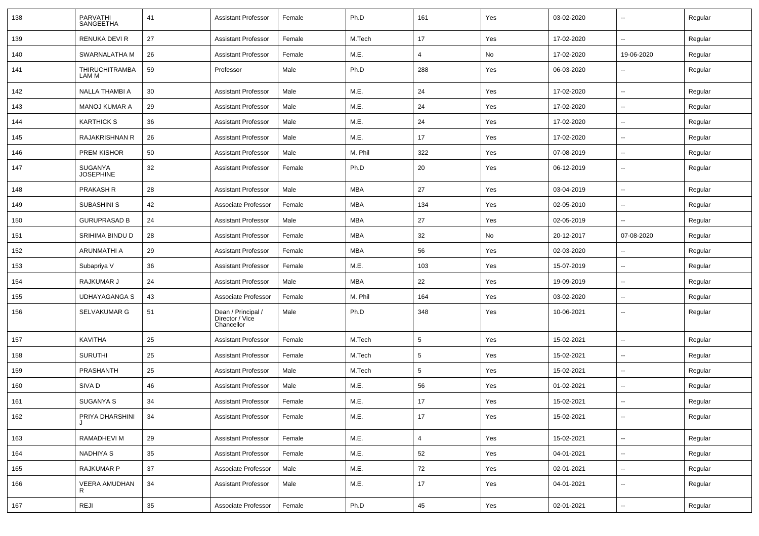| 138 | PARVATHI SANGEETHA | 41 | Assistant Professor | Female | Ph.D | 161 | Yes | 03-02-2020 | -- | Regular |
|---|---|---|---|---|---|---|---|---|---|---|
| 139 | RENUKA DEVI R | 27 | Assistant Professor | Female | M.Tech | 17 | Yes | 17-02-2020 | -- | Regular |
| 140 | SWARNALATHA M | 26 | Assistant Professor | Female | M.E. | 4 | No | 17-02-2020 | 19-06-2020 | Regular |
| 141 | THIRUCHITRAMBALAM M | 59 | Professor | Male | Ph.D | 288 | Yes | 06-03-2020 | -- | Regular |
| 142 | NALLA THAMBI A | 30 | Assistant Professor | Male | M.E. | 24 | Yes | 17-02-2020 | -- | Regular |
| 143 | MANOJ KUMAR A | 29 | Assistant Professor | Male | M.E. | 24 | Yes | 17-02-2020 | -- | Regular |
| 144 | KARTHICK S | 36 | Assistant Professor | Male | M.E. | 24 | Yes | 17-02-2020 | -- | Regular |
| 145 | RAJAKRISHNAN R | 26 | Assistant Professor | Male | M.E. | 17 | Yes | 17-02-2020 | -- | Regular |
| 146 | PREM KISHOR | 50 | Assistant Professor | Male | M. Phil | 322 | Yes | 07-08-2019 | -- | Regular |
| 147 | SUGANYA JOSEPHINE | 32 | Assistant Professor | Female | Ph.D | 20 | Yes | 06-12-2019 | -- | Regular |
| 148 | PRAKASH R | 28 | Assistant Professor | Male | MBA | 27 | Yes | 03-04-2019 | -- | Regular |
| 149 | SUBASHINI S | 42 | Associate Professor | Female | MBA | 134 | Yes | 02-05-2010 | -- | Regular |
| 150 | GURUPRASAD B | 24 | Assistant Professor | Male | MBA | 27 | Yes | 02-05-2019 | -- | Regular |
| 151 | SRIHIMA BINDU D | 28 | Assistant Professor | Female | MBA | 32 | No | 20-12-2017 | 07-08-2020 | Regular |
| 152 | ARUNMATHI A | 29 | Assistant Professor | Female | MBA | 56 | Yes | 02-03-2020 | -- | Regular |
| 153 | Subapriya V | 36 | Assistant Professor | Female | M.E. | 103 | Yes | 15-07-2019 | -- | Regular |
| 154 | RAJKUMAR J | 24 | Assistant Professor | Male | MBA | 22 | Yes | 19-09-2019 | -- | Regular |
| 155 | UDHAYAGANGA S | 43 | Associate Professor | Female | M. Phil | 164 | Yes | 03-02-2020 | -- | Regular |
| 156 | SELVAKUMAR G | 51 | Dean / Principal / Director / Vice Chancellor | Male | Ph.D | 348 | Yes | 10-06-2021 | -- | Regular |
| 157 | KAVITHA | 25 | Assistant Professor | Female | M.Tech | 5 | Yes | 15-02-2021 | -- | Regular |
| 158 | SURUTHI | 25 | Assistant Professor | Female | M.Tech | 5 | Yes | 15-02-2021 | -- | Regular |
| 159 | PRASHANTH | 25 | Assistant Professor | Male | M.Tech | 5 | Yes | 15-02-2021 | -- | Regular |
| 160 | SIVA D | 46 | Assistant Professor | Male | M.E. | 56 | Yes | 01-02-2021 | -- | Regular |
| 161 | SUGANYA S | 34 | Assistant Professor | Female | M.E. | 17 | Yes | 15-02-2021 | -- | Regular |
| 162 | PRIYA DHARSHINI J | 34 | Assistant Professor | Female | M.E. | 17 | Yes | 15-02-2021 | -- | Regular |
| 163 | RAMADHEVI M | 29 | Assistant Professor | Female | M.E. | 4 | Yes | 15-02-2021 | -- | Regular |
| 164 | NADHIYA S | 35 | Assistant Professor | Female | M.E. | 52 | Yes | 04-01-2021 | -- | Regular |
| 165 | RAJKUMAR P | 37 | Associate Professor | Male | M.E. | 72 | Yes | 02-01-2021 | -- | Regular |
| 166 | VEERA AMUDHAN R | 34 | Assistant Professor | Male | M.E. | 17 | Yes | 04-01-2021 | -- | Regular |
| 167 | REJI | 35 | Associate Professor | Female | Ph.D | 45 | Yes | 02-01-2021 | -- | Regular |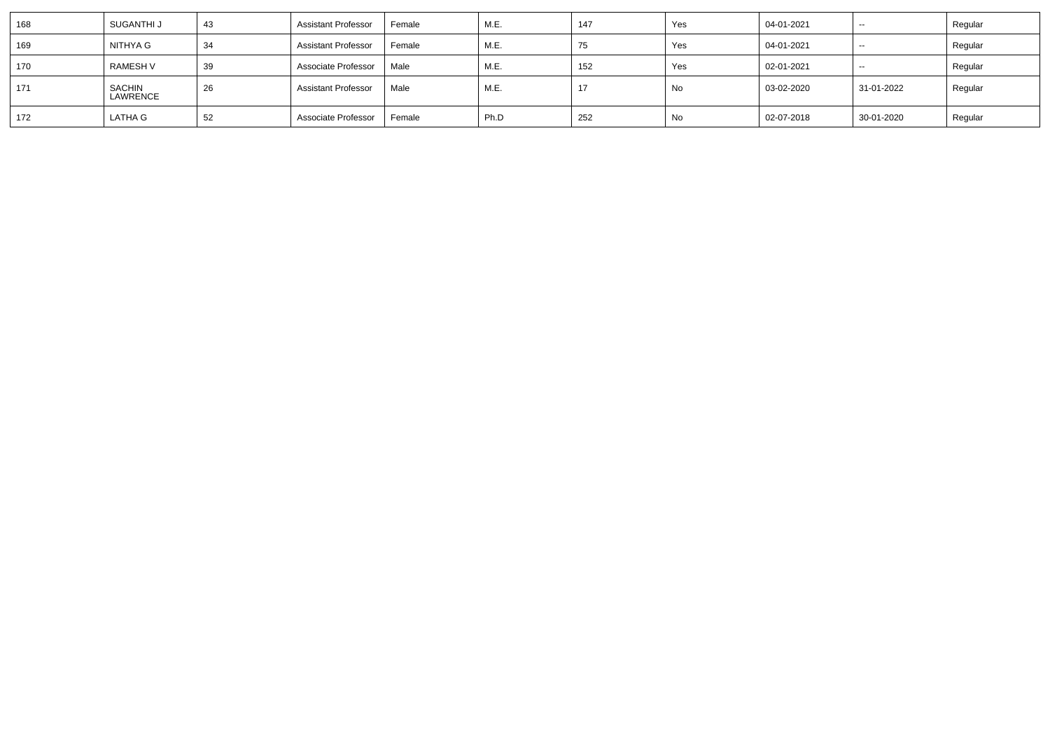| | | | | | | | | | | |
|---|---|---|---|---|---|---|---|---|---|---|
| 168 | SUGANTHI J | 43 | Assistant Professor | Female | M.E. | 147 | Yes | 04-01-2021 | -- | Regular |
| 169 | NITHYA G | 34 | Assistant Professor | Female | M.E. | 75 | Yes | 04-01-2021 | -- | Regular |
| 170 | RAMESH V | 39 | Associate Professor | Male | M.E. | 152 | Yes | 02-01-2021 | -- | Regular |
| 171 | SACHIN LAWRENCE | 26 | Assistant Professor | Male | M.E. | 17 | No | 03-02-2020 | 31-01-2022 | Regular |
| 172 | LATHA G | 52 | Associate Professor | Female | Ph.D | 252 | No | 02-07-2018 | 30-01-2020 | Regular |